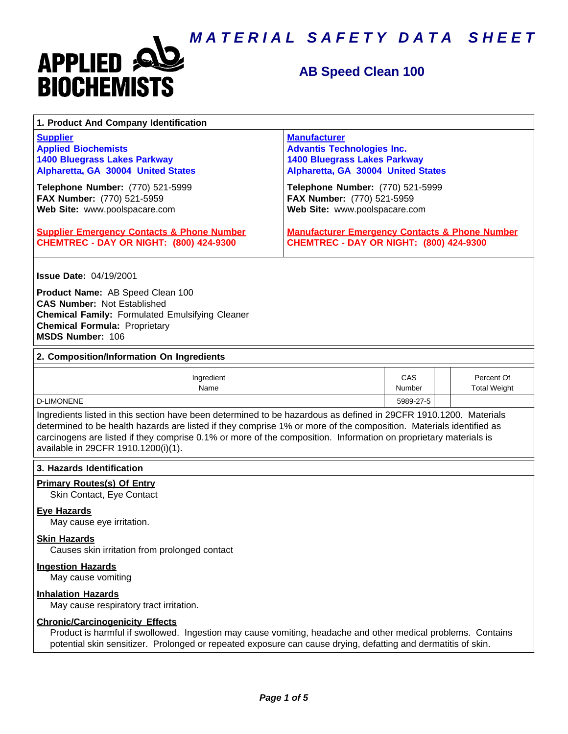# MATERIAL SAFETY DATA SHEET

**APPLIED BIOCHEMISTS**

## AB Speed Clean 100

### 1. Product And Company Identification

| **Supplier** | **Manufacturer** |
|---|---|
| **Applied Biochemists**<br>**1400 Bluegrass Lakes Parkway**<br>**Alpharetta, GA 30004 United States** | **Advantis Technologies Inc.**<br>**1400 Bluegrass Lakes Parkway**<br>**Alpharetta, GA 30004 United States** |
| **Telephone Number:** (770) 521-5999<br>**FAX Number:** (770) 521-5959<br>**Web Site:** www.poolspacare.com | **Telephone Number:** (770) 521-5999<br>**FAX Number:** (770) 521-5959<br>**Web Site:** www.poolspacare.com |
| **Supplier Emergency Contacts & Phone Number**<br>**CHEMTREC - DAY OR NIGHT: (800) 424-9300** | **Manufacturer Emergency Contacts & Phone Number**<br>**CHEMTREC - DAY OR NIGHT: (800) 424-9300** |

**Issue Date:** 04/19/2001

**Product Name:** AB Speed Clean 100
**CAS Number:** Not Established
**Chemical Family:** Formulated Emulsifying Cleaner
**Chemical Formula:** Proprietary
**MSDS Number:** 106

### 2. Composition/Information On Ingredients

| Ingredient Name | CAS Number | | Percent Of Total Weight |
|---|---|---|---|
| D-LIMONENE | 5989-27-5 | | |

Ingredients listed in this section have been determined to be hazardous as defined in 29CFR 1910.1200. Materials determined to be health hazards are listed if they comprise 1% or more of the composition. Materials identified as carcinogens are listed if they comprise 0.1% or more of the composition. Information on proprietary materials is available in 29CFR 1910.1200(i)(1).

### 3. Hazards Identification

**Primary Routes(s) Of Entry**
Skin Contact, Eye Contact

**Eye Hazards**
May cause eye irritation.

**Skin Hazards**
Causes skin irritation from prolonged contact

**Ingestion Hazards**
May cause vomiting

**Inhalation Hazards**
May cause respiratory tract irritation.

**Chronic/Carcinogenicity Effects**
Product is harmful if swollowed. Ingestion may cause vomiting, headache and other medical problems. Contains potential skin sensitizer. Prolonged or repeated exposure can cause drying, defatting and dermatitis of skin.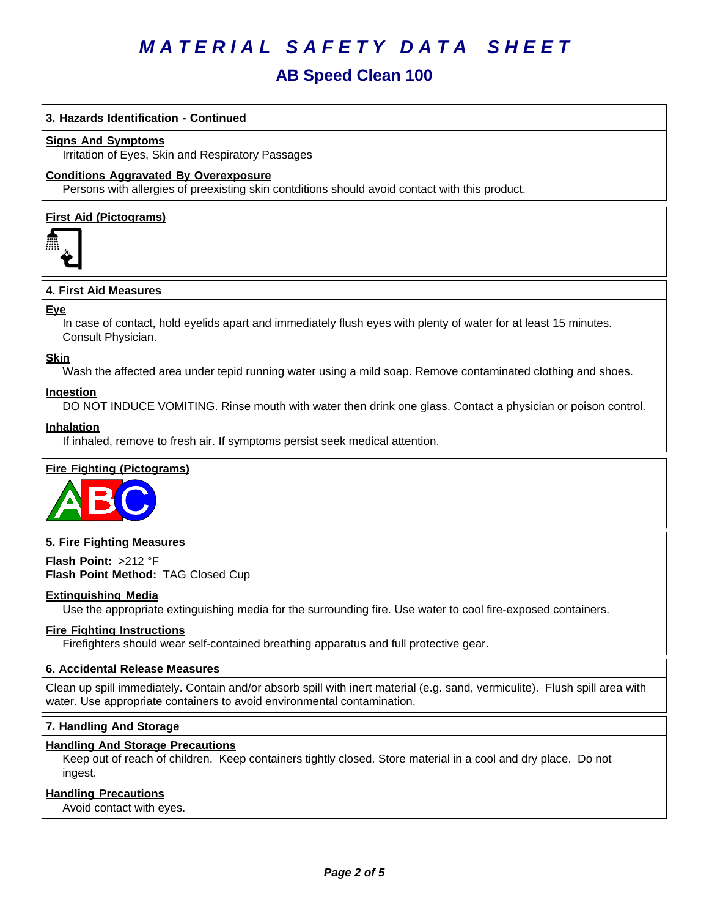# MATERIAL SAFETY DATA SHEET

## AB Speed Clean 100

### 3. Hazards Identification - Continued

**Signs And Symptoms**

Irritation of Eyes, Skin and Respiratory Passages

**Conditions Aggravated By Overexposure**

Persons with allergies of preexisting skin contditions should avoid contact with this product.

**First Aid (Pictograms)**

### 4. First Aid Measures

**Eye**

In case of contact, hold eyelids apart and immediately flush eyes with plenty of water for at least 15 minutes. Consult Physician.

**Skin**

Wash the affected area under tepid running water using a mild soap. Remove contaminated clothing and shoes.

**Ingestion**

DO NOT INDUCE VOMITING. Rinse mouth with water then drink one glass. Contact a physician or poison control.

**Inhalation**

If inhaled, remove to fresh air. If symptoms persist seek medical attention.

**Fire Fighting (Pictograms)**

### 5. Fire Fighting Measures

**Flash Point:** >212 °F
**Flash Point Method:** TAG Closed Cup

**Extinguishing Media**

Use the appropriate extinguishing media for the surrounding fire. Use water to cool fire-exposed containers.

**Fire Fighting Instructions**

Firefighters should wear self-contained breathing apparatus and full protective gear.

### 6. Accidental Release Measures

Clean up spill immediately. Contain and/or absorb spill with inert material (e.g. sand, vermiculite). Flush spill area with water. Use appropriate containers to avoid environmental contamination.

### 7. Handling And Storage

**Handling And Storage Precautions**

Keep out of reach of children. Keep containers tightly closed. Store material in a cool and dry place. Do not ingest.

**Handling Precautions**

Avoid contact with eyes.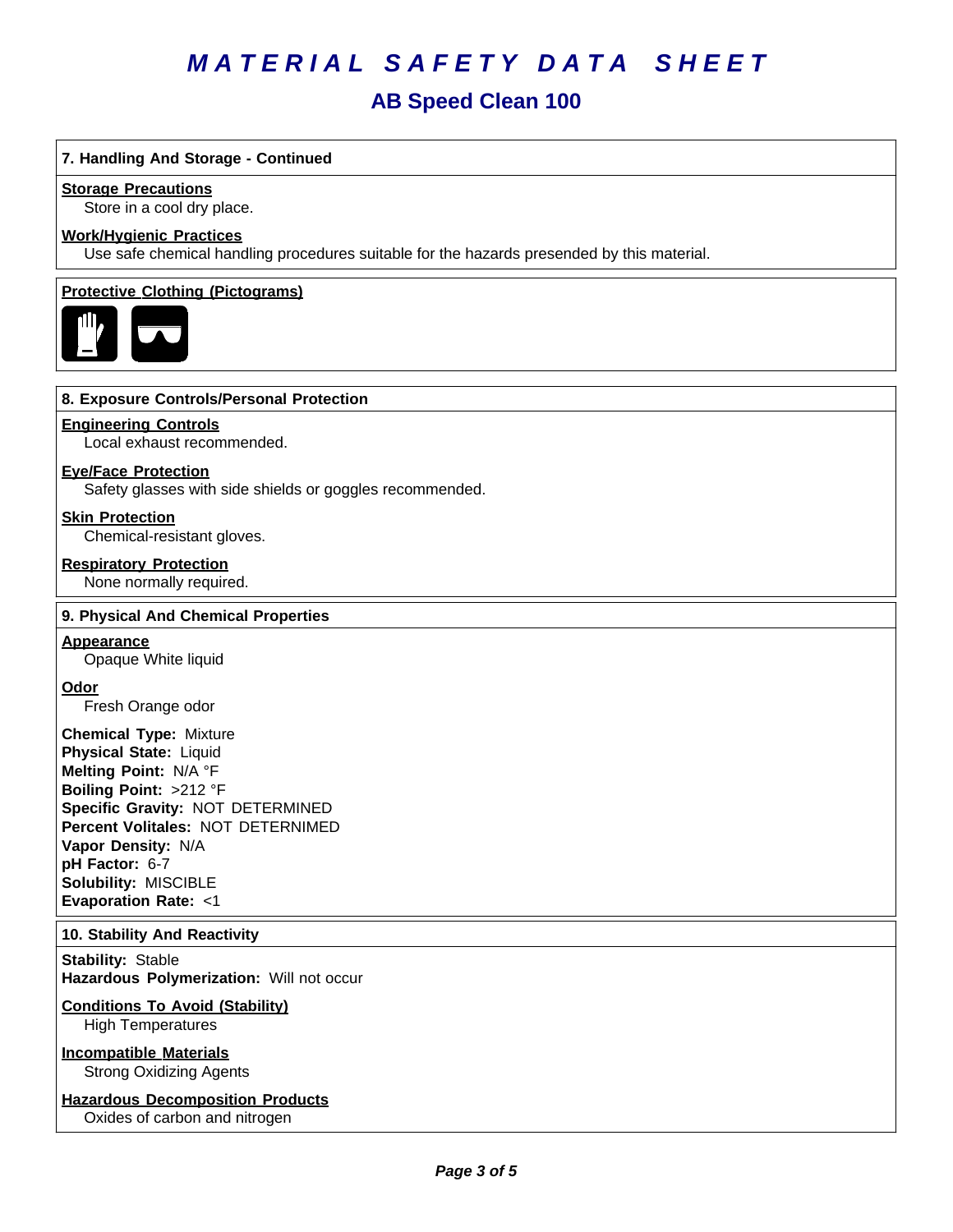# MATERIAL SAFETY DATA SHEET

## AB Speed Clean 100

### 7. Handling And Storage - Continued

**Storage Precautions**

Store in a cool dry place.

**Work/Hygienic Practices**

Use safe chemical handling procedures suitable for the hazards presended by this material.

**Protective Clothing (Pictograms)**

### 8. Exposure Controls/Personal Protection

**Engineering Controls**

Local exhaust recommended.

**Eye/Face Protection**

Safety glasses with side shields or goggles recommended.

**Skin Protection**

Chemical-resistant gloves.

**Respiratory Protection**

None normally required.

### 9. Physical And Chemical Properties

**Appearance**

Opaque White liquid

**Odor**

Fresh Orange odor

**Chemical Type:** Mixture
**Physical State:** Liquid
**Melting Point:** N/A °F
**Boiling Point:** >212 °F
**Specific Gravity:** NOT DETERMINED
**Percent Volitales:** NOT DETERNIMED
**Vapor Density:** N/A
**pH Factor:** 6-7
**Solubility:** MISCIBLE
**Evaporation Rate:** <1

### 10. Stability And Reactivity

**Stability:** Stable
**Hazardous Polymerization:** Will not occur

**Conditions To Avoid (Stability)**

High Temperatures

**Incompatible Materials**

Strong Oxidizing Agents

**Hazardous Decomposition Products**

Oxides of carbon and nitrogen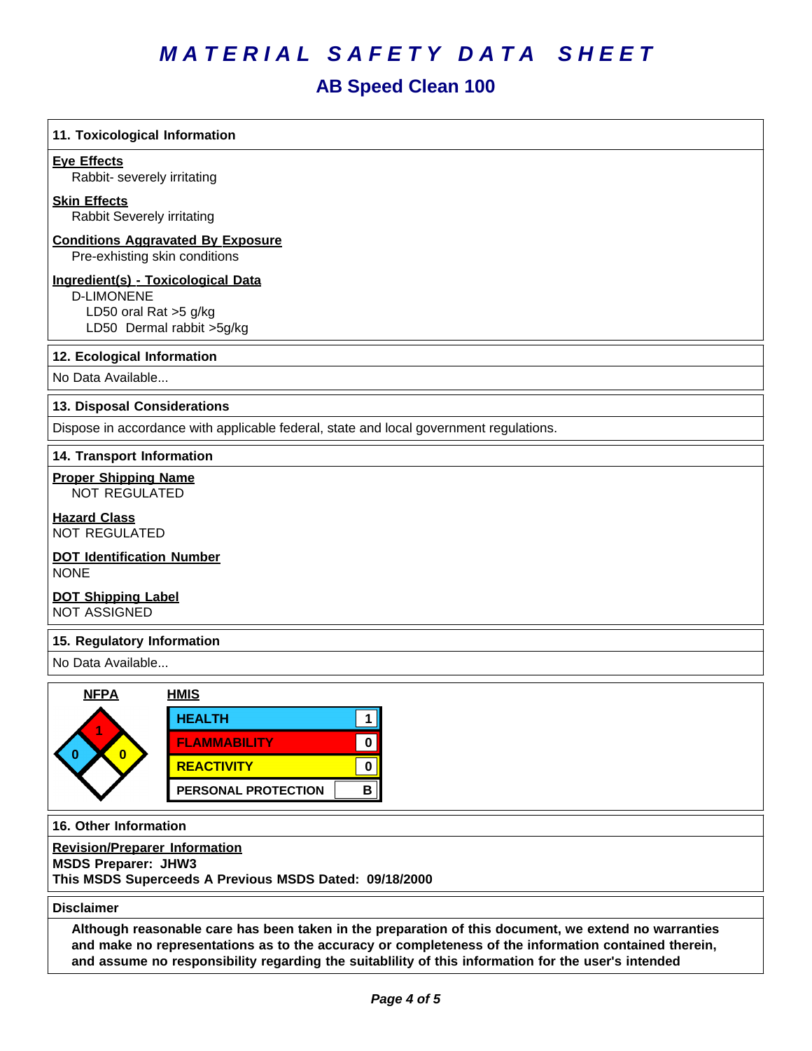# MATERIAL SAFETY DATA SHEET

## AB Speed Clean 100

### 11. Toxicological Information

**Eye Effects**

Rabbit- severely irritating

**Skin Effects**

Rabbit Severely irritating

**Conditions Aggravated By Exposure**

Pre-exhisting skin conditions

**Ingredient(s) - Toxicological Data**

D-LIMONENE

LD50 oral Rat >5 g/kg

LD50 Dermal rabbit >5g/kg

### 12. Ecological Information

No Data Available...

### 13. Disposal Considerations

Dispose in accordance with applicable federal, state and local government regulations.

### 14. Transport Information

**Proper Shipping Name**

NOT REGULATED

**Hazard Class**

NOT REGULATED

**DOT Identification Number**

NONE

**DOT Shipping Label**

NOT ASSIGNED

### 15. Regulatory Information

No Data Available...

**NFPA**

| Health | Flammability | Reactivity | Special |
|---|---|---|---|
| 0 | 1 | 0 | |

**HMIS**

| | |
|---|---|
| HEALTH | 1 |
| FLAMMABILITY | 0 |
| REACTIVITY | 0 |
| PERSONAL PROTECTION | B |

### 16. Other Information

**Revision/Preparer Information**

**MSDS Preparer: JHW3**

**This MSDS Superceeds A Previous MSDS Dated: 09/18/2000**

### Disclaimer

**Although reasonable care has been taken in the preparation of this document, we extend no warranties and make no representations as to the accuracy or completeness of the information contained therein, and assume no responsibility regarding the suitablility of this information for the user's intended**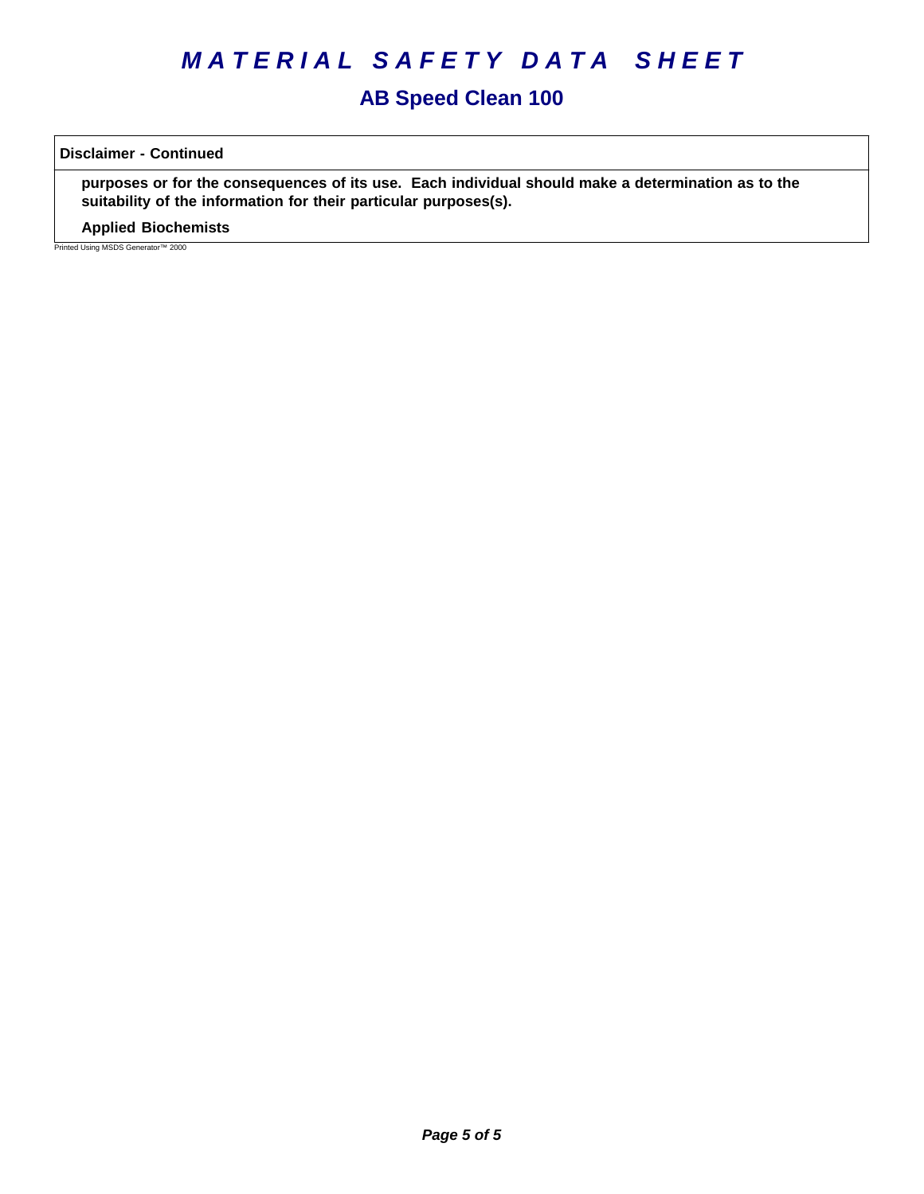**Disclaimer - Continued**

**purposes or for the consequences of its use. Each individual should make a determination as to the suitability of the information for their particular purposes(s).**

**Applied Biochemists**

Printed Using MSDS Generator™ 2000